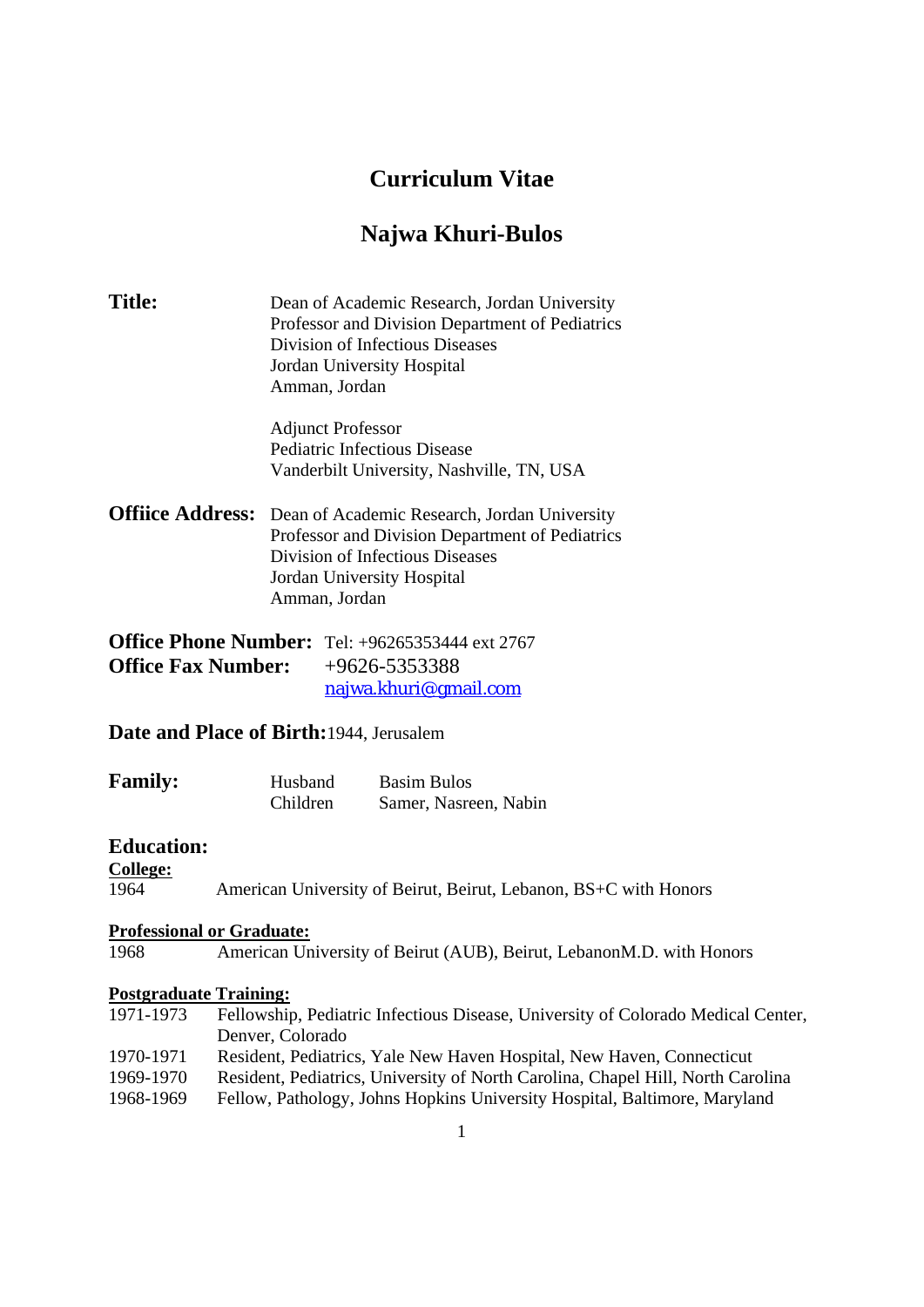# Curriculum Vitae

# Najwa Khuri-Bulos

**Title:**

Dean of Academic Research, Jordan University
Professor and Division Department of Pediatrics
Division of Infectious Diseases
Jordan University Hospital
Amman, Jordan

Adjunct Professor
Pediatric Infectious Disease
Vanderbilt University, Nashville, TN, USA

**Offiice Address:**

Dean of Academic Research, Jordan University
Professor and Division Department of Pediatrics
Division of Infectious Diseases
Jordan University Hospital
Amman, Jordan

**Office Phone Number:** Tel: +96265353444 ext 2767
**Office Fax Number:** +9626-5353388
najwa.khuri@gmail.com

**Date and Place of Birth:** 1944, Jerusalem

**Family:**

| | |
|---|---|
| Husband | Basim Bulos |
| Children | Samer, Nasreen, Nabin |

## Education:

**College:**

1964 American University of Beirut, Beirut, Lebanon, BS+C with Honors

**Professional or Graduate:**

1968 American University of Beirut (AUB), Beirut, LebanonM.D. with Honors

**Postgraduate Training:**

| | |
|---|---|
| 1971-1973 | Fellowship, Pediatric Infectious Disease, University of Colorado Medical Center, Denver, Colorado |
| 1970-1971 | Resident, Pediatrics, Yale New Haven Hospital, New Haven, Connecticut |
| 1969-1970 | Resident, Pediatrics, University of North Carolina, Chapel Hill, North Carolina |
| 1968-1969 | Fellow, Pathology, Johns Hopkins University Hospital, Baltimore, Maryland |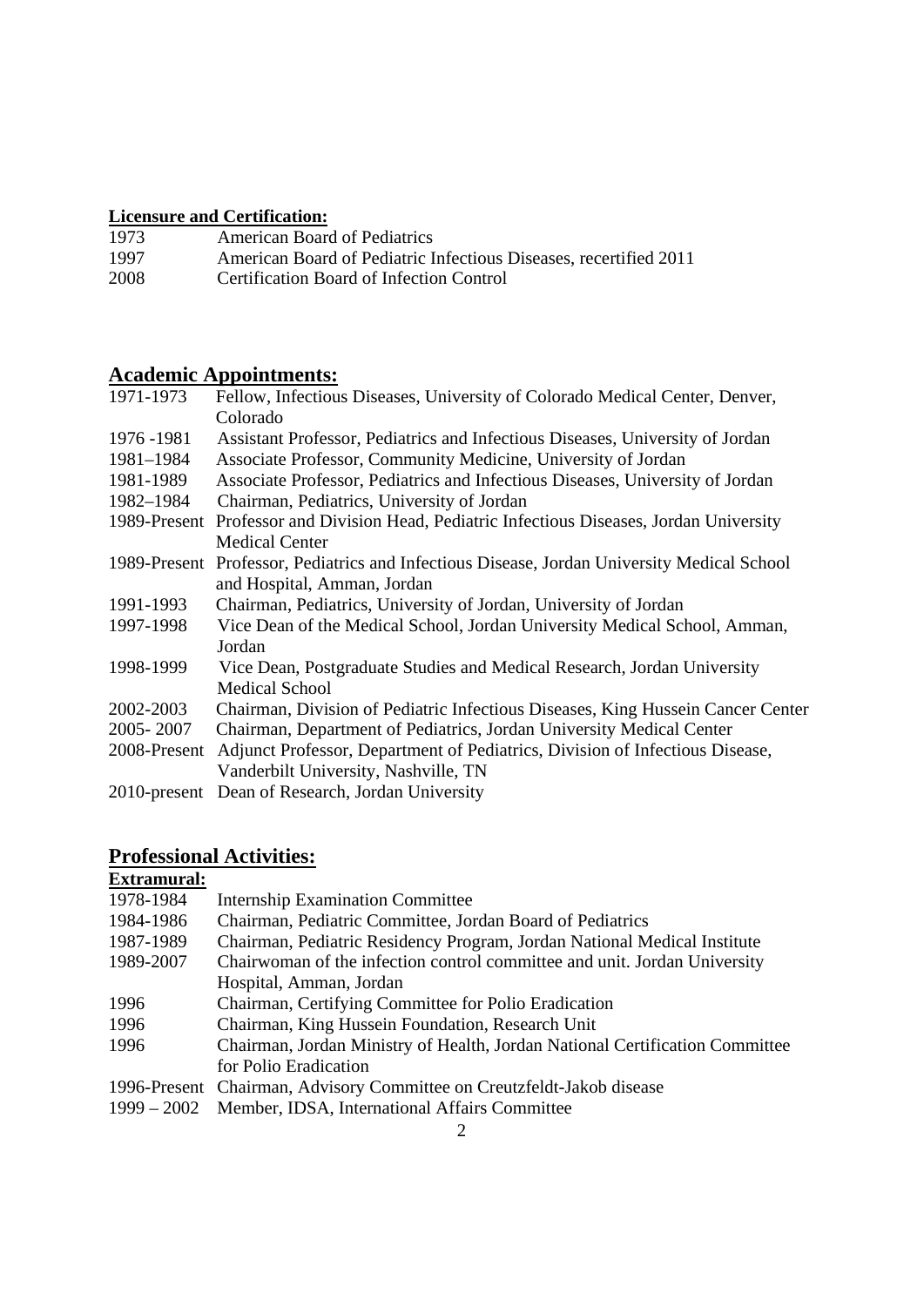**Licensure and Certification:**

| | |
|---|---|
| 1973 | American Board of Pediatrics |
| 1997 | American Board of Pediatric Infectious Diseases, recertified 2011 |
| 2008 | Certification Board of Infection Control |

## Academic Appointments:

| | |
|---|---|
| 1971-1973 | Fellow, Infectious Diseases, University of Colorado Medical Center, Denver, Colorado |
| 1976 -1981 | Assistant Professor, Pediatrics and Infectious Diseases, University of Jordan |
| 1981–1984 | Associate Professor, Community Medicine, University of Jordan |
| 1981-1989 | Associate Professor, Pediatrics and Infectious Diseases, University of Jordan |
| 1982–1984 | Chairman, Pediatrics, University of Jordan |
| 1989-Present | Professor and Division Head, Pediatric Infectious Diseases, Jordan University Medical Center |
| 1989-Present | Professor, Pediatrics and Infectious Disease, Jordan University Medical School and Hospital, Amman, Jordan |
| 1991-1993 | Chairman, Pediatrics, University of Jordan, University of Jordan |
| 1997-1998 | Vice Dean of the Medical School, Jordan University Medical School, Amman, Jordan |
| 1998-1999 | Vice Dean, Postgraduate Studies and Medical Research, Jordan University Medical School |
| 2002-2003 | Chairman, Division of Pediatric Infectious Diseases, King Hussein Cancer Center |
| 2005- 2007 | Chairman, Department of Pediatrics, Jordan University Medical Center |
| 2008-Present | Adjunct Professor, Department of Pediatrics, Division of Infectious Disease, Vanderbilt University, Nashville, TN |
| 2010-present | Dean of Research, Jordan University |

## Professional Activities:

**Extramural:**

| | |
|---|---|
| 1978-1984 | Internship Examination Committee |
| 1984-1986 | Chairman, Pediatric Committee, Jordan Board of Pediatrics |
| 1987-1989 | Chairman, Pediatric Residency Program, Jordan National Medical Institute |
| 1989-2007 | Chairwoman of the infection control committee and unit. Jordan University Hospital, Amman, Jordan |
| 1996 | Chairman, Certifying Committee for Polio Eradication |
| 1996 | Chairman, King Hussein Foundation, Research Unit |
| 1996 | Chairman, Jordan Ministry of Health, Jordan National Certification Committee for Polio Eradication |
| 1996-Present | Chairman, Advisory Committee on Creutzfeldt-Jakob disease |
| 1999 – 2002 | Member, IDSA, International Affairs Committee |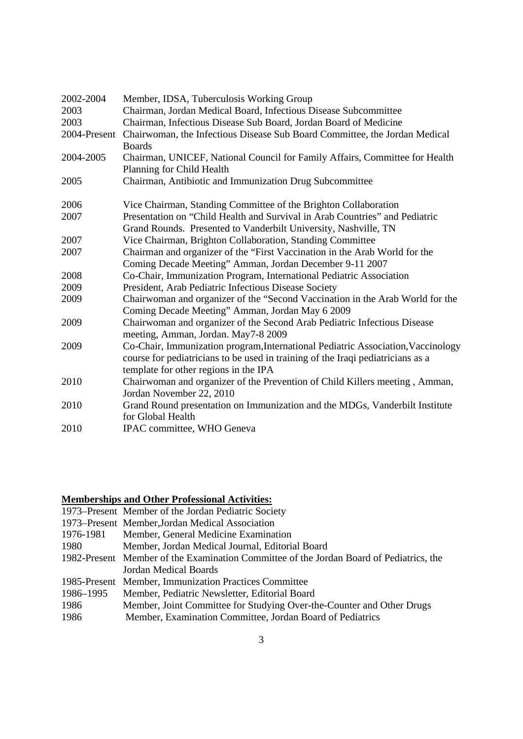| | |
|---|---|
| 2002-2004 | Member, IDSA, Tuberculosis Working Group |
| 2003 | Chairman, Jordan Medical Board, Infectious Disease Subcommittee |
| 2003 | Chairman, Infectious Disease Sub Board, Jordan Board of Medicine |
| 2004-Present | Chairwoman, the Infectious Disease Sub Board Committee, the Jordan Medical Boards |
| 2004-2005 | Chairman, UNICEF, National Council for Family Affairs, Committee for Health Planning for Child Health |
| 2005 | Chairman, Antibiotic and Immunization Drug Subcommittee |
| 2006 | Vice Chairman, Standing Committee of the Brighton Collaboration |
| 2007 | Presentation on "Child Health and Survival in Arab Countries" and Pediatric Grand Rounds. Presented to Vanderbilt University, Nashville, TN |
| 2007 | Vice Chairman, Brighton Collaboration, Standing Committee |
| 2007 | Chairman and organizer of the "First Vaccination in the Arab World for the Coming Decade Meeting" Amman, Jordan December 9-11 2007 |
| 2008 | Co-Chair, Immunization Program, International Pediatric Association |
| 2009 | President, Arab Pediatric Infectious Disease Society |
| 2009 | Chairwoman and organizer of the "Second Vaccination in the Arab World for the Coming Decade Meeting" Amman, Jordan May 6 2009 |
| 2009 | Chairwoman and organizer of the Second Arab Pediatric Infectious Disease meeting, Amman, Jordan. May7-8 2009 |
| 2009 | Co-Chair, Immunization program,International Pediatric Association,Vaccinology course for pediatricians to be used in training of the Iraqi pediatricians as a template for other regions in the IPA |
| 2010 | Chairwoman and organizer of the Prevention of Child Killers meeting , Amman, Jordan November 22, 2010 |
| 2010 | Grand Round presentation on Immunization and the MDGs, Vanderbilt Institute for Global Health |
| 2010 | IPAC committee, WHO Geneva |

**Memberships and Other Professional Activities:**

| | |
|---|---|
| 1973–Present | Member of the Jordan Pediatric Society |
| 1973–Present | Member,Jordan Medical Association |
| 1976-1981 | Member, General Medicine Examination |
| 1980 | Member, Jordan Medical Journal, Editorial Board |
| 1982-Present | Member of the Examination Committee of the Jordan Board of Pediatrics, the Jordan Medical Boards |
| 1985-Present | Member, Immunization Practices Committee |
| 1986–1995 | Member, Pediatric Newsletter, Editorial Board |
| 1986 | Member, Joint Committee for Studying Over-the-Counter and Other Drugs |
| 1986 | Member, Examination Committee, Jordan Board of Pediatrics |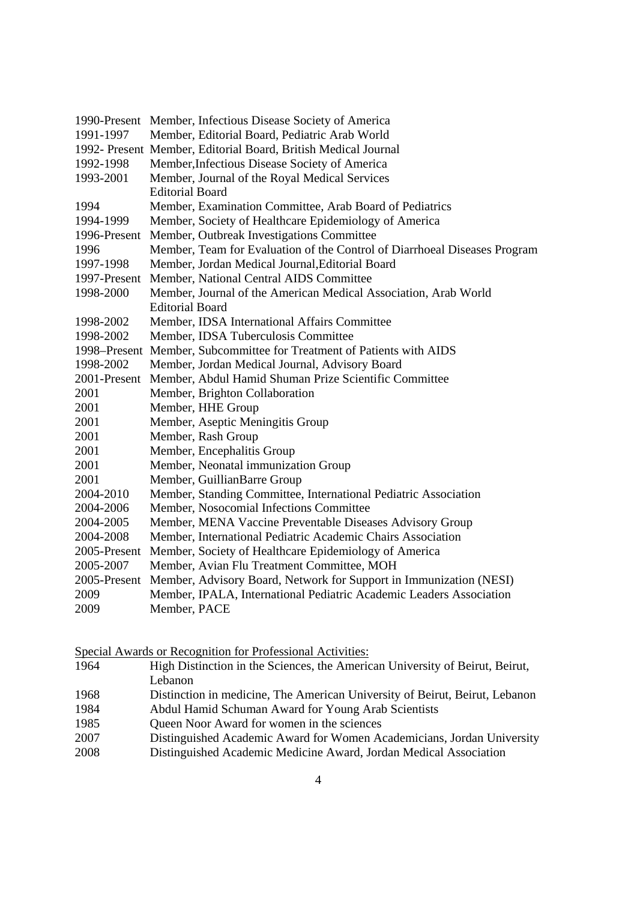1990-Present Member, Infectious Disease Society of America
1991-1997 Member, Editorial Board, Pediatric Arab World
1992- Present Member, Editorial Board, British Medical Journal
1992-1998 Member,Infectious Disease Society of America
1993-2001 Member, Journal of the Royal Medical Services Editorial Board
1994 Member, Examination Committee, Arab Board of Pediatrics
1994-1999 Member, Society of Healthcare Epidemiology of America
1996-Present Member, Outbreak Investigations Committee
1996 Member, Team for Evaluation of the Control of Diarrhoeal Diseases Program
1997-1998 Member, Jordan Medical Journal,Editorial Board
1997-Present Member, National Central AIDS Committee
1998-2000 Member, Journal of the American Medical Association, Arab World Editorial Board
1998-2002 Member, IDSA International Affairs Committee
1998-2002 Member, IDSA Tuberculosis Committee
1998–Present Member, Subcommittee for Treatment of Patients with AIDS
1998-2002 Member, Jordan Medical Journal, Advisory Board
2001-Present Member, Abdul Hamid Shuman Prize Scientific Committee
2001 Member, Brighton Collaboration
2001 Member, HHE Group
2001 Member, Aseptic Meningitis Group
2001 Member, Rash Group
2001 Member, Encephalitis Group
2001 Member, Neonatal immunization Group
2001 Member, GuillianBarre Group
2004-2010 Member, Standing Committee, International Pediatric Association
2004-2006 Member, Nosocomial Infections Committee
2004-2005 Member, MENA Vaccine Preventable Diseases Advisory Group
2004-2008 Member, International Pediatric Academic Chairs Association
2005-Present Member, Society of Healthcare Epidemiology of America
2005-2007 Member, Avian Flu Treatment Committee, MOH
2005-Present Member, Advisory Board, Network for Support in Immunization (NESI)
2009 Member, IPALA, International Pediatric Academic Leaders Association
2009 Member, PACE

Special Awards or Recognition for Professional Activities:

1964 High Distinction in the Sciences, the American University of Beirut, Beirut, Lebanon
1968 Distinction in medicine, The American University of Beirut, Beirut, Lebanon
1984 Abdul Hamid Schuman Award for Young Arab Scientists
1985 Queen Noor Award for women in the sciences
2007 Distinguished Academic Award for Women Academicians, Jordan University
2008 Distinguished Academic Medicine Award, Jordan Medical Association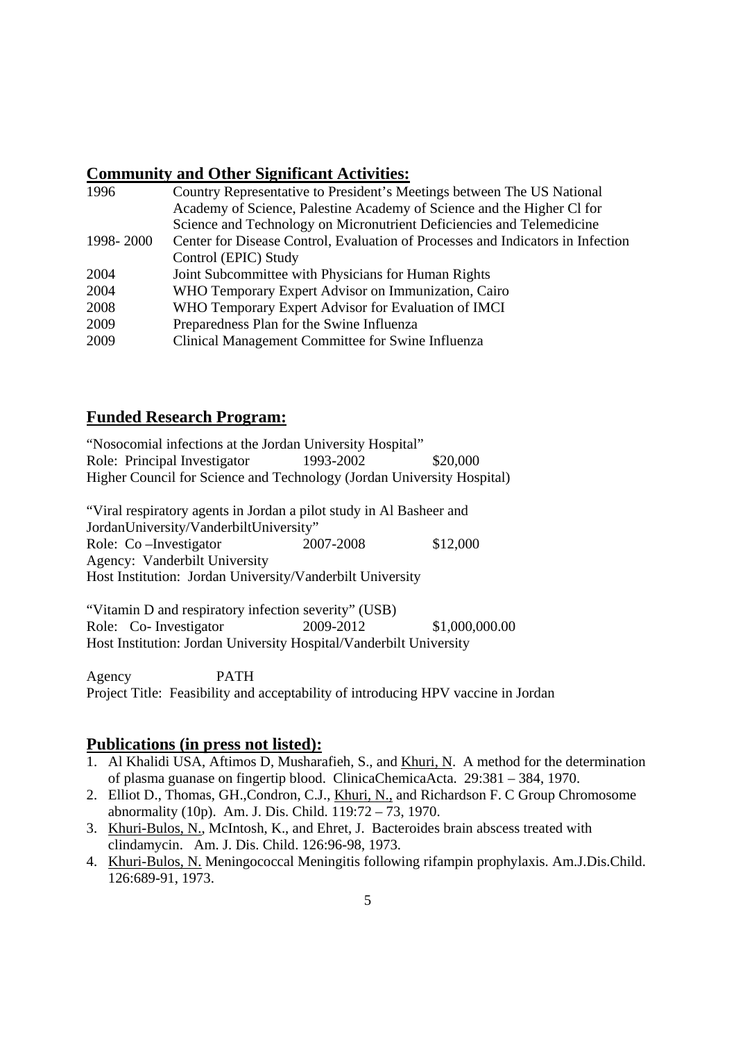## Community and Other Significant Activities:

| | |
|---|---|
| 1996 | Country Representative to President's Meetings between The US National Academy of Science, Palestine Academy of Science and the Higher Cl for Science and Technology on Micronutrient Deficiencies and Telemedicine |
| 1998- 2000 | Center for Disease Control, Evaluation of Processes and Indicators in Infection Control (EPIC) Study |
| 2004 | Joint Subcommittee with Physicians for Human Rights |
| 2004 | WHO Temporary Expert Advisor on Immunization, Cairo |
| 2008 | WHO Temporary Expert Advisor for Evaluation of IMCI |
| 2009 | Preparedness Plan for the Swine Influenza |
| 2009 | Clinical Management Committee for Swine Influenza |

## Funded Research Program:

"Nosocomial infections at the Jordan University Hospital"
Role: Principal Investigator 1993-2002 $20,000
Higher Council for Science and Technology (Jordan University Hospital)

"Viral respiratory agents in Jordan a pilot study in Al Basheer and JordanUniversity/VanderbiltUniversity"
Role: Co –Investigator 2007-2008 $12,000
Agency: Vanderbilt University
Host Institution: Jordan University/Vanderbilt University

"Vitamin D and respiratory infection severity" (USB)
Role: Co- Investigator 2009-2012 $1,000,000.00
Host Institution: Jordan University Hospital/Vanderbilt University

Agency PATH
Project Title: Feasibility and acceptability of introducing HPV vaccine in Jordan

## Publications (in press not listed):

1. Al Khalidi USA, Aftimos D, Musharafieh, S., and <u>Khuri, N</u>. A method for the determination of plasma guanase on fingertip blood. ClinicaChemicaActa. 29:381 – 384, 1970.
2. Elliot D., Thomas, GH.,Condron, C.J., <u>Khuri, N.,</u> and Richardson F. C Group Chromosome abnormality (10p). Am. J. Dis. Child. 119:72 – 73, 1970.
3. <u>Khuri-Bulos, N.</u>, McIntosh, K., and Ehret, J. Bacteroides brain abscess treated with clindamycin. Am. J. Dis. Child. 126:96-98, 1973.
4. <u>Khuri-Bulos, N.</u> Meningococcal Meningitis following rifampin prophylaxis. Am.J.Dis.Child. 126:689-91, 1973.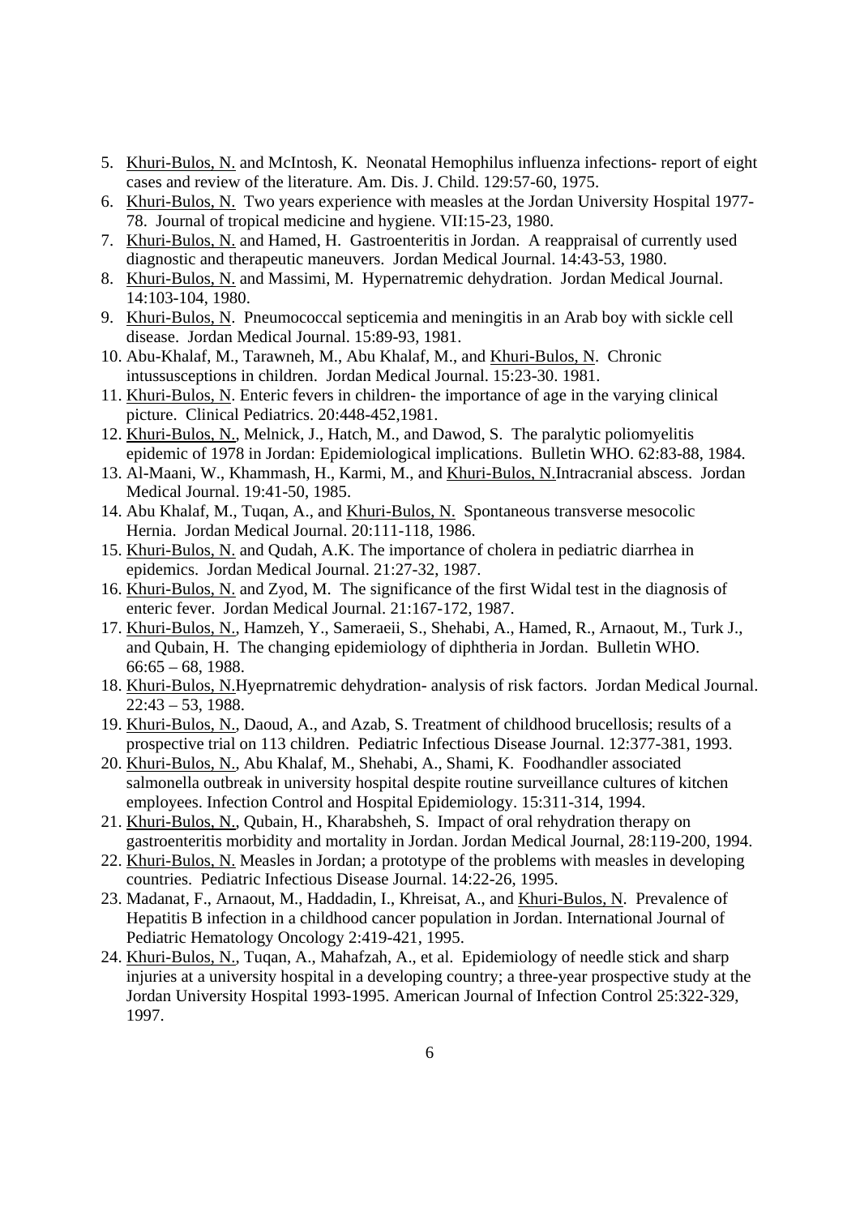5. Khuri-Bulos, N. and McIntosh, K. Neonatal Hemophilus influenza infections- report of eight cases and review of the literature. Am. Dis. J. Child. 129:57-60, 1975.
6. Khuri-Bulos, N. Two years experience with measles at the Jordan University Hospital 1977-78. Journal of tropical medicine and hygiene. VII:15-23, 1980.
7. Khuri-Bulos, N. and Hamed, H. Gastroenteritis in Jordan. A reappraisal of currently used diagnostic and therapeutic maneuvers. Jordan Medical Journal. 14:43-53, 1980.
8. Khuri-Bulos, N. and Massimi, M. Hypernatremic dehydration. Jordan Medical Journal. 14:103-104, 1980.
9. Khuri-Bulos, N. Pneumococcal septicemia and meningitis in an Arab boy with sickle cell disease. Jordan Medical Journal. 15:89-93, 1981.
10. Abu-Khalaf, M., Tarawneh, M., Abu Khalaf, M., and Khuri-Bulos, N. Chronic intussusceptions in children. Jordan Medical Journal. 15:23-30. 1981.
11. Khuri-Bulos, N. Enteric fevers in children- the importance of age in the varying clinical picture. Clinical Pediatrics. 20:448-452,1981.
12. Khuri-Bulos, N., Melnick, J., Hatch, M., and Dawod, S. The paralytic poliomyelitis epidemic of 1978 in Jordan: Epidemiological implications. Bulletin WHO. 62:83-88, 1984.
13. Al-Maani, W., Khammash, H., Karmi, M., and Khuri-Bulos, N.Intracranial abscess. Jordan Medical Journal. 19:41-50, 1985.
14. Abu Khalaf, M., Tuqan, A., and Khuri-Bulos, N. Spontaneous transverse mesocolic Hernia. Jordan Medical Journal. 20:111-118, 1986.
15. Khuri-Bulos, N. and Qudah, A.K. The importance of cholera in pediatric diarrhea in epidemics. Jordan Medical Journal. 21:27-32, 1987.
16. Khuri-Bulos, N. and Zyod, M. The significance of the first Widal test in the diagnosis of enteric fever. Jordan Medical Journal. 21:167-172, 1987.
17. Khuri-Bulos, N., Hamzeh, Y., Sameraeii, S., Shehabi, A., Hamed, R., Arnaout, M., Turk J., and Qubain, H. The changing epidemiology of diphtheria in Jordan. Bulletin WHO. 66:65 – 68, 1988.
18. Khuri-Bulos, N.Hyeprnatremic dehydration- analysis of risk factors. Jordan Medical Journal. 22:43 – 53, 1988.
19. Khuri-Bulos, N., Daoud, A., and Azab, S. Treatment of childhood brucellosis; results of a prospective trial on 113 children. Pediatric Infectious Disease Journal. 12:377-381, 1993.
20. Khuri-Bulos, N., Abu Khalaf, M., Shehabi, A., Shami, K. Foodhandler associated salmonella outbreak in university hospital despite routine surveillance cultures of kitchen employees. Infection Control and Hospital Epidemiology. 15:311-314, 1994.
21. Khuri-Bulos, N., Qubain, H., Kharabsheh, S. Impact of oral rehydration therapy on gastroenteritis morbidity and mortality in Jordan. Jordan Medical Journal, 28:119-200, 1994.
22. Khuri-Bulos, N. Measles in Jordan; a prototype of the problems with measles in developing countries. Pediatric Infectious Disease Journal. 14:22-26, 1995.
23. Madanat, F., Arnaout, M., Haddadin, I., Khreisat, A., and Khuri-Bulos, N. Prevalence of Hepatitis B infection in a childhood cancer population in Jordan. International Journal of Pediatric Hematology Oncology 2:419-421, 1995.
24. Khuri-Bulos, N., Tuqan, A., Mahafzah, A., et al. Epidemiology of needle stick and sharp injuries at a university hospital in a developing country; a three-year prospective study at the Jordan University Hospital 1993-1995. American Journal of Infection Control 25:322-329, 1997.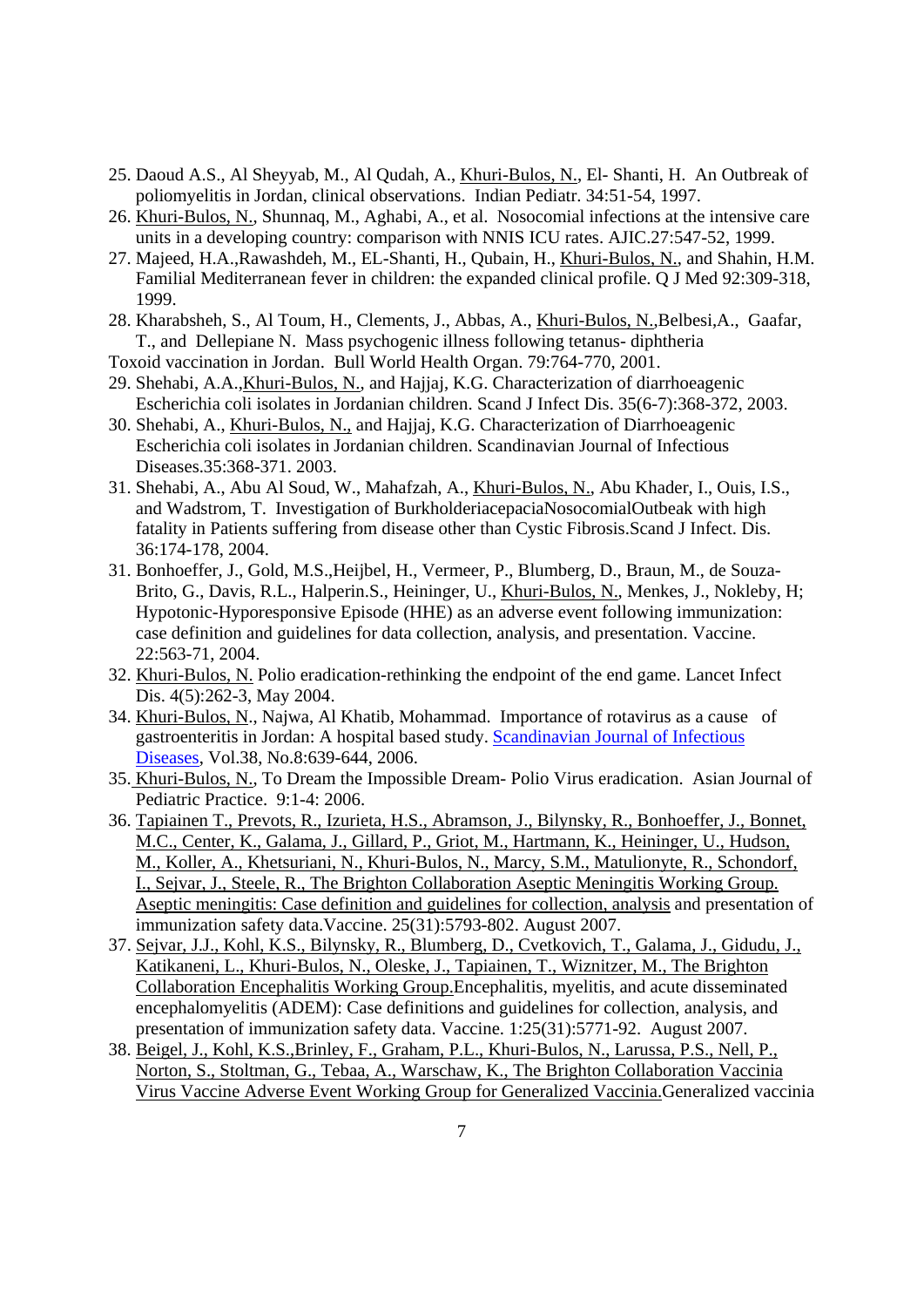25. Daoud A.S., Al Sheyyab, M., Al Qudah, A., Khuri-Bulos, N., El- Shanti, H. An Outbreak of poliomyelitis in Jordan, clinical observations. Indian Pediatr. 34:51-54, 1997.
26. Khuri-Bulos, N., Shunnaq, M., Aghabi, A., et al. Nosocomial infections at the intensive care units in a developing country: comparison with NNIS ICU rates. AJIC.27:547-52, 1999.
27. Majeed, H.A.,Rawashdeh, M., EL-Shanti, H., Qubain, H., Khuri-Bulos, N., and Shahin, H.M. Familial Mediterranean fever in children: the expanded clinical profile. Q J Med 92:309-318, 1999.
28. Kharabsheh, S., Al Toum, H., Clements, J., Abbas, A., Khuri-Bulos, N.,Belbesi,A., Gaafar, T., and Dellepiane N. Mass psychogenic illness following tetanus- diphtheria

Toxoid vaccination in Jordan. Bull World Health Organ. 79:764-770, 2001.

29. Shehabi, A.A.,Khuri-Bulos, N., and Hajjaj, K.G. Characterization of diarrhoeagenic Escherichia coli isolates in Jordanian children. Scand J Infect Dis. 35(6-7):368-372, 2003.
30. Shehabi, A., Khuri-Bulos, N., and Hajjaj, K.G. Characterization of Diarrhoeagenic Escherichia coli isolates in Jordanian children. Scandinavian Journal of Infectious Diseases.35:368-371. 2003.
31. Shehabi, A., Abu Al Soud, W., Mahafzah, A., Khuri-Bulos, N., Abu Khader, I., Ouis, I.S., and Wadstrom, T. Investigation of BurkholderiacepaciaNosocomialOutbeak with high fatality in Patients suffering from disease other than Cystic Fibrosis.Scand J Infect. Dis. 36:174-178, 2004.
31. Bonhoeffer, J., Gold, M.S.,Heijbel, H., Vermeer, P., Blumberg, D., Braun, M., de Souza-Brito, G., Davis, R.L., Halperin.S., Heininger, U., Khuri-Bulos, N., Menkes, J., Nokleby, H; Hypotonic-Hyporesponsive Episode (HHE) as an adverse event following immunization: case definition and guidelines for data collection, analysis, and presentation. Vaccine. 22:563-71, 2004.
32. Khuri-Bulos, N. Polio eradication-rethinking the endpoint of the end game. Lancet Infect Dis. 4(5):262-3, May 2004.
34. Khuri-Bulos, N., Najwa, Al Khatib, Mohammad. Importance of rotavirus as a cause of gastroenteritis in Jordan: A hospital based study. Scandinavian Journal of Infectious Diseases, Vol.38, No.8:639-644, 2006.
35. Khuri-Bulos, N., To Dream the Impossible Dream- Polio Virus eradication. Asian Journal of Pediatric Practice. 9:1-4: 2006.
36. Tapiainen T., Prevots, R., Izurieta, H.S., Abramson, J., Bilynsky, R., Bonhoeffer, J., Bonnet, M.C., Center, K., Galama, J., Gillard, P., Griot, M., Hartmann, K., Heininger, U., Hudson, M., Koller, A., Khetsuriani, N., Khuri-Bulos, N., Marcy, S.M., Matulionyte, R., Schondorf, I., Sejvar, J., Steele, R., The Brighton Collaboration Aseptic Meningitis Working Group. Aseptic meningitis: Case definition and guidelines for collection, analysis and presentation of immunization safety data.Vaccine. 25(31):5793-802. August 2007.
37. Sejvar, J.J., Kohl, K.S., Bilynsky, R., Blumberg, D., Cvetkovich, T., Galama, J., Gidudu, J., Katikaneni, L., Khuri-Bulos, N., Oleske, J., Tapiainen, T., Wiznitzer, M., The Brighton Collaboration Encephalitis Working Group.Encephalitis, myelitis, and acute disseminated encephalomyelitis (ADEM): Case definitions and guidelines for collection, analysis, and presentation of immunization safety data. Vaccine. 1:25(31):5771-92. August 2007.
38. Beigel, J., Kohl, K.S.,Brinley, F., Graham, P.L., Khuri-Bulos, N., Larussa, P.S., Nell, P., Norton, S., Stoltman, G., Tebaa, A., Warschaw, K., The Brighton Collaboration Vaccinia Virus Vaccine Adverse Event Working Group for Generalized Vaccinia.Generalized vaccinia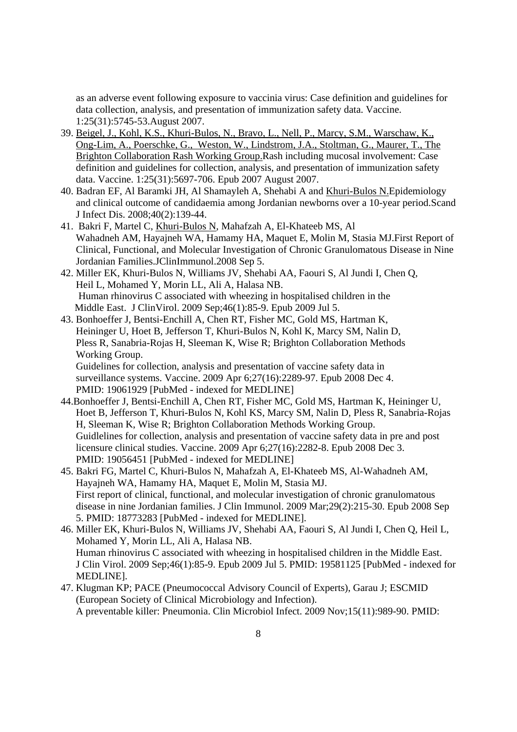as an adverse event following exposure to vaccinia virus: Case definition and guidelines for data collection, analysis, and presentation of immunization safety data. Vaccine. 1:25(31):5745-53.August 2007.

39. Beigel, J., Kohl, K.S., Khuri-Bulos, N., Bravo, L., Nell, P., Marcy, S.M., Warschaw, K., Ong-Lim, A., Poerschke, G., Weston, W., Lindstrom, J.A., Stoltman, G., Maurer, T., The Brighton Collaboration Rash Working Group.Rash including mucosal involvement: Case definition and guidelines for collection, analysis, and presentation of immunization safety data. Vaccine. 1:25(31):5697-706. Epub 2007 August 2007.
40. Badran EF, Al Baramki JH, Al Shamayleh A, Shehabi A and Khuri-Bulos N.Epidemiology and clinical outcome of candidaemia among Jordanian newborns over a 10-year period.Scand J Infect Dis. 2008;40(2):139-44.
41. Bakri F, Martel C, Khuri-Bulos N, Mahafzah A, El-Khateeb MS, Al Wahadneh AM, Hayajneh WA, Hamamy HA, Maquet E, Molin M, Stasia MJ.First Report of Clinical, Functional, and Molecular Investigation of Chronic Granulomatous Disease in Nine Jordanian Families.JClinImmunol.2008 Sep 5.
42. Miller EK, Khuri-Bulos N, Williams JV, Shehabi AA, Faouri S, Al Jundi I, Chen Q, Heil L, Mohamed Y, Morin LL, Ali A, Halasa NB.
 Human rhinovirus C associated with wheezing in hospitalised children in the Middle East. J ClinVirol. 2009 Sep;46(1):85-9. Epub 2009 Jul 5.
43. Bonhoeffer J, Bentsi-Enchill A, Chen RT, Fisher MC, Gold MS, Hartman K, Heininger U, Hoet B, Jefferson T, Khuri-Bulos N, Kohl K, Marcy SM, Nalin D, Pless R, Sanabria-Rojas H, Sleeman K, Wise R; Brighton Collaboration Methods Working Group.
 Guidelines for collection, analysis and presentation of vaccine safety data in surveillance systems. Vaccine. 2009 Apr 6;27(16):2289-97. Epub 2008 Dec 4. PMID: 19061929 [PubMed - indexed for MEDLINE]
44. Bonhoeffer J, Bentsi-Enchill A, Chen RT, Fisher MC, Gold MS, Hartman K, Heininger U, Hoet B, Jefferson T, Khuri-Bulos N, Kohl KS, Marcy SM, Nalin D, Pless R, Sanabria-Rojas H, Sleeman K, Wise R; Brighton Collaboration Methods Working Group.
 Guidlelines for collection, analysis and presentation of vaccine safety data in pre and post licensure clinical studies. Vaccine. 2009 Apr 6;27(16):2282-8. Epub 2008 Dec 3. PMID: 19056451 [PubMed - indexed for MEDLINE]
45. Bakri FG, Martel C, Khuri-Bulos N, Mahafzah A, El-Khateeb MS, Al-Wahadneh AM, Hayajneh WA, Hamamy HA, Maquet E, Molin M, Stasia MJ.
 First report of clinical, functional, and molecular investigation of chronic granulomatous disease in nine Jordanian families. J Clin Immunol. 2009 Mar;29(2):215-30. Epub 2008 Sep 5. PMID: 18773283 [PubMed - indexed for MEDLINE].
46. Miller EK, Khuri-Bulos N, Williams JV, Shehabi AA, Faouri S, Al Jundi I, Chen Q, Heil L, Mohamed Y, Morin LL, Ali A, Halasa NB.
 Human rhinovirus C associated with wheezing in hospitalised children in the Middle East. J Clin Virol. 2009 Sep;46(1):85-9. Epub 2009 Jul 5. PMID: 19581125 [PubMed - indexed for MEDLINE].
47. Klugman KP; PACE (Pneumococcal Advisory Council of Experts), Garau J; ESCMID (European Society of Clinical Microbiology and Infection).
 A preventable killer: Pneumonia. Clin Microbiol Infect. 2009 Nov;15(11):989-90. PMID: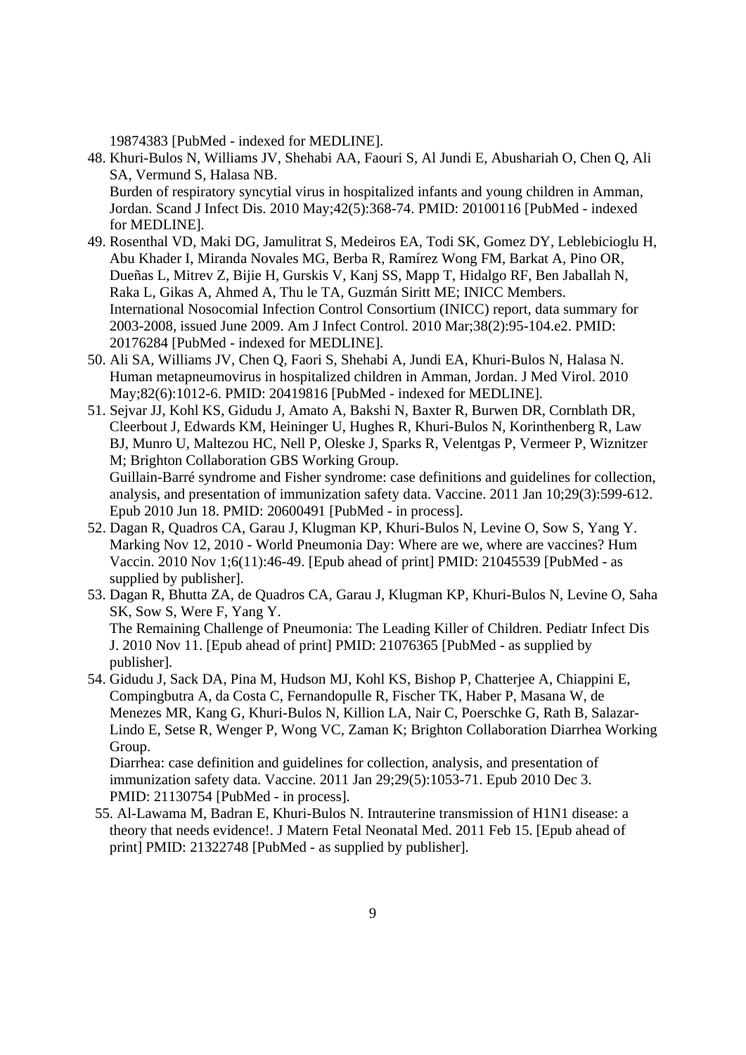19874383 [PubMed - indexed for MEDLINE].

48. Khuri-Bulos N, Williams JV, Shehabi AA, Faouri S, Al Jundi E, Abushariah O, Chen Q, Ali SA, Vermund S, Halasa NB.
    Burden of respiratory syncytial virus in hospitalized infants and young children in Amman, Jordan. Scand J Infect Dis. 2010 May;42(5):368-74. PMID: 20100116 [PubMed - indexed for MEDLINE].
49. Rosenthal VD, Maki DG, Jamulitrat S, Medeiros EA, Todi SK, Gomez DY, Leblebicioglu H, Abu Khader I, Miranda Novales MG, Berba R, Ramírez Wong FM, Barkat A, Pino OR, Dueñas L, Mitrev Z, Bijie H, Gurskis V, Kanj SS, Mapp T, Hidalgo RF, Ben Jaballah N, Raka L, Gikas A, Ahmed A, Thu le TA, Guzmán Siritt ME; INICC Members.
    International Nosocomial Infection Control Consortium (INICC) report, data summary for 2003-2008, issued June 2009. Am J Infect Control. 2010 Mar;38(2):95-104.e2. PMID: 20176284 [PubMed - indexed for MEDLINE].
50. Ali SA, Williams JV, Chen Q, Faori S, Shehabi A, Jundi EA, Khuri-Bulos N, Halasa N. Human metapneumovirus in hospitalized children in Amman, Jordan. J Med Virol. 2010 May;82(6):1012-6. PMID: 20419816 [PubMed - indexed for MEDLINE].
51. Sejvar JJ, Kohl KS, Gidudu J, Amato A, Bakshi N, Baxter R, Burwen DR, Cornblath DR, Cleerbout J, Edwards KM, Heininger U, Hughes R, Khuri-Bulos N, Korinthenberg R, Law BJ, Munro U, Maltezou HC, Nell P, Oleske J, Sparks R, Velentgas P, Vermeer P, Wiznitzer M; Brighton Collaboration GBS Working Group.
    Guillain-Barré syndrome and Fisher syndrome: case definitions and guidelines for collection, analysis, and presentation of immunization safety data. Vaccine. 2011 Jan 10;29(3):599-612. Epub 2010 Jun 18. PMID: 20600491 [PubMed - in process].
52. Dagan R, Quadros CA, Garau J, Klugman KP, Khuri-Bulos N, Levine O, Sow S, Yang Y. Marking Nov 12, 2010 - World Pneumonia Day: Where are we, where are vaccines? Hum Vaccin. 2010 Nov 1;6(11):46-49. [Epub ahead of print] PMID: 21045539 [PubMed - as supplied by publisher].
53. Dagan R, Bhutta ZA, de Quadros CA, Garau J, Klugman KP, Khuri-Bulos N, Levine O, Saha SK, Sow S, Were F, Yang Y.
    The Remaining Challenge of Pneumonia: The Leading Killer of Children. Pediatr Infect Dis J. 2010 Nov 11. [Epub ahead of print] PMID: 21076365 [PubMed - as supplied by publisher].
54. Gidudu J, Sack DA, Pina M, Hudson MJ, Kohl KS, Bishop P, Chatterjee A, Chiappini E, Compingbutra A, da Costa C, Fernandopulle R, Fischer TK, Haber P, Masana W, de Menezes MR, Kang G, Khuri-Bulos N, Killion LA, Nair C, Poerschke G, Rath B, Salazar-Lindo E, Setse R, Wenger P, Wong VC, Zaman K; Brighton Collaboration Diarrhea Working Group.
    Diarrhea: case definition and guidelines for collection, analysis, and presentation of immunization safety data. Vaccine. 2011 Jan 29;29(5):1053-71. Epub 2010 Dec 3. PMID: 21130754 [PubMed - in process].
55. Al-Lawama M, Badran E, Khuri-Bulos N. Intrauterine transmission of H1N1 disease: a theory that needs evidence!. J Matern Fetal Neonatal Med. 2011 Feb 15. [Epub ahead of print] PMID: 21322748 [PubMed - as supplied by publisher].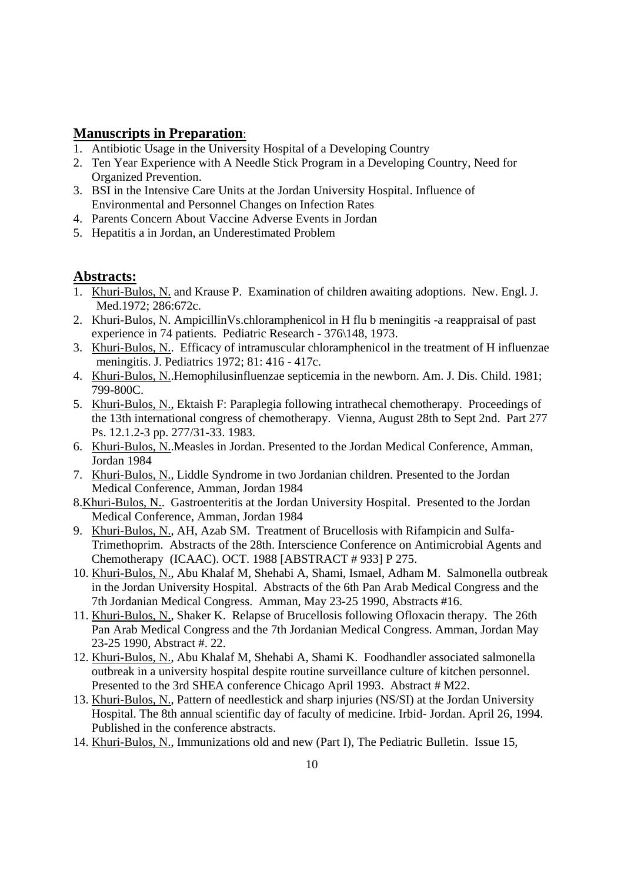## **Manuscripts in Preparation**:

1. Antibiotic Usage in the University Hospital of a Developing Country
2. Ten Year Experience with A Needle Stick Program in a Developing Country, Need for Organized Prevention.
3. BSI in the Intensive Care Units at the Jordan University Hospital. Influence of Environmental and Personnel Changes on Infection Rates
4. Parents Concern About Vaccine Adverse Events in Jordan
5. Hepatitis a in Jordan, an Underestimated Problem

## **Abstracts:**

1. Khuri-Bulos, N. and Krause P. Examination of children awaiting adoptions. New. Engl. J. Med.1972; 286:672c.
2. Khuri-Bulos, N. AmpicillinVs.chloramphenicol in H flu b meningitis -a reappraisal of past experience in 74 patients. Pediatric Research - 376\148, 1973.
3. Khuri-Bulos, N.. Efficacy of intramuscular chloramphenicol in the treatment of H influenzae meningitis. J. Pediatrics 1972; 81: 416 - 417c.
4. Khuri-Bulos, N..Hemophilusinfluenzae septicemia in the newborn. Am. J. Dis. Child. 1981; 799-800C.
5. Khuri-Bulos, N., Ektaish F: Paraplegia following intrathecal chemotherapy. Proceedings of the 13th international congress of chemotherapy. Vienna, August 28th to Sept 2nd. Part 277 Ps. 12.1.2-3 pp. 277/31-33. 1983.
6. Khuri-Bulos, N..Measles in Jordan. Presented to the Jordan Medical Conference, Amman, Jordan 1984
7. Khuri-Bulos, N., Liddle Syndrome in two Jordanian children. Presented to the Jordan Medical Conference, Amman, Jordan 1984
8. Khuri-Bulos, N.. Gastroenteritis at the Jordan University Hospital. Presented to the Jordan Medical Conference, Amman, Jordan 1984
9. Khuri-Bulos, N., AH, Azab SM. Treatment of Brucellosis with Rifampicin and Sulfa-Trimethoprim. Abstracts of the 28th. Interscience Conference on Antimicrobial Agents and Chemotherapy (ICAAC). OCT. 1988 [ABSTRACT # 933] P 275.
10. Khuri-Bulos, N., Abu Khalaf M, Shehabi A, Shami, Ismael, Adham M. Salmonella outbreak in the Jordan University Hospital. Abstracts of the 6th Pan Arab Medical Congress and the 7th Jordanian Medical Congress. Amman, May 23-25 1990, Abstracts #16.
11. Khuri-Bulos, N., Shaker K. Relapse of Brucellosis following Ofloxacin therapy. The 26th Pan Arab Medical Congress and the 7th Jordanian Medical Congress. Amman, Jordan May 23-25 1990, Abstract #. 22.
12. Khuri-Bulos, N., Abu Khalaf M, Shehabi A, Shami K. Foodhandler associated salmonella outbreak in a university hospital despite routine surveillance culture of kitchen personnel. Presented to the 3rd SHEA conference Chicago April 1993. Abstract # M22.
13. Khuri-Bulos, N., Pattern of needlestick and sharp injuries (NS/SI) at the Jordan University Hospital. The 8th annual scientific day of faculty of medicine. Irbid- Jordan. April 26, 1994. Published in the conference abstracts.
14. Khuri-Bulos, N., Immunizations old and new (Part I), The Pediatric Bulletin. Issue 15,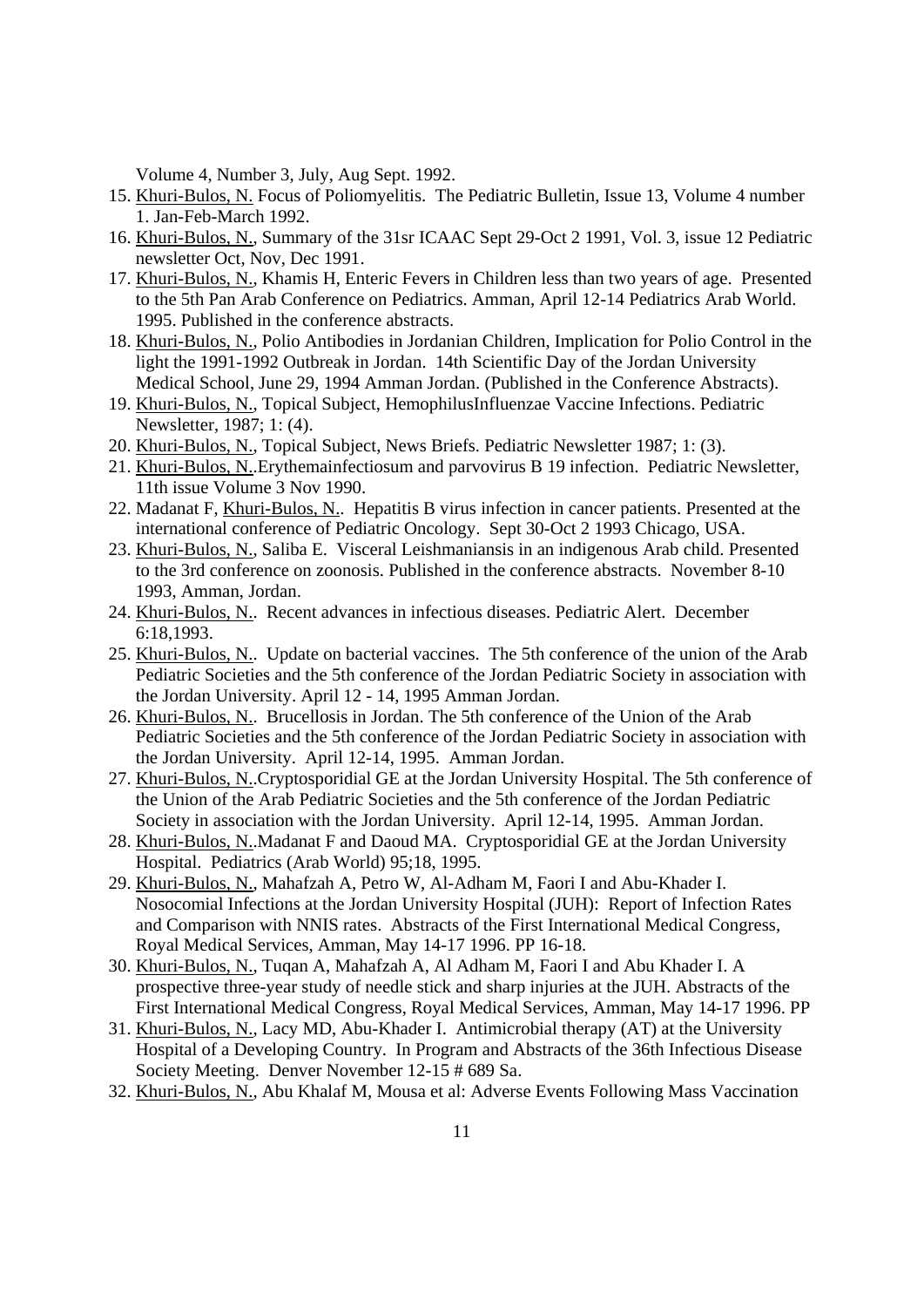Volume 4, Number 3, July, Aug Sept. 1992.

15. <u>Khuri-Bulos, N.</u> Focus of Poliomyelitis. The Pediatric Bulletin, Issue 13, Volume 4 number 1. Jan-Feb-March 1992.
16. <u>Khuri-Bulos, N.</u>, Summary of the 31sr ICAAC Sept 29-Oct 2 1991, Vol. 3, issue 12 Pediatric newsletter Oct, Nov, Dec 1991.
17. <u>Khuri-Bulos, N.</u>, Khamis H, Enteric Fevers in Children less than two years of age. Presented to the 5th Pan Arab Conference on Pediatrics. Amman, April 12-14 Pediatrics Arab World. 1995. Published in the conference abstracts.
18. <u>Khuri-Bulos, N.</u>, Polio Antibodies in Jordanian Children, Implication for Polio Control in the light the 1991-1992 Outbreak in Jordan. 14th Scientific Day of the Jordan University Medical School, June 29, 1994 Amman Jordan. (Published in the Conference Abstracts).
19. <u>Khuri-Bulos, N.</u>, Topical Subject, HemophilusInfluenzae Vaccine Infections. Pediatric Newsletter, 1987; 1: (4).
20. <u>Khuri-Bulos, N.</u>, Topical Subject, News Briefs. Pediatric Newsletter 1987; 1: (3).
21. <u>Khuri-Bulos, N.</u>.Erythemainfectiosum and parvovirus B 19 infection. Pediatric Newsletter, 11th issue Volume 3 Nov 1990.
22. Madanat F, <u>Khuri-Bulos, N.</u>. Hepatitis B virus infection in cancer patients. Presented at the international conference of Pediatric Oncology. Sept 30-Oct 2 1993 Chicago, USA.
23. <u>Khuri-Bulos, N.</u>, Saliba E. Visceral Leishmaniansis in an indigenous Arab child. Presented to the 3rd conference on zoonosis. Published in the conference abstracts. November 8-10 1993, Amman, Jordan.
24. <u>Khuri-Bulos, N.</u>. Recent advances in infectious diseases. Pediatric Alert. December 6:18,1993.
25. <u>Khuri-Bulos, N.</u>. Update on bacterial vaccines. The 5th conference of the union of the Arab Pediatric Societies and the 5th conference of the Jordan Pediatric Society in association with the Jordan University. April 12 - 14, 1995 Amman Jordan.
26. <u>Khuri-Bulos, N.</u>. Brucellosis in Jordan. The 5th conference of the Union of the Arab Pediatric Societies and the 5th conference of the Jordan Pediatric Society in association with the Jordan University. April 12-14, 1995. Amman Jordan.
27. <u>Khuri-Bulos, N.</u>.Cryptosporidial GE at the Jordan University Hospital. The 5th conference of the Union of the Arab Pediatric Societies and the 5th conference of the Jordan Pediatric Society in association with the Jordan University. April 12-14, 1995. Amman Jordan.
28. <u>Khuri-Bulos, N.</u>.Madanat F and Daoud MA. Cryptosporidial GE at the Jordan University Hospital. Pediatrics (Arab World) 95;18, 1995.
29. <u>Khuri-Bulos, N.</u>, Mahafzah A, Petro W, Al-Adham M, Faori I and Abu-Khader I. Nosocomial Infections at the Jordan University Hospital (JUH): Report of Infection Rates and Comparison with NNIS rates. Abstracts of the First International Medical Congress, Royal Medical Services, Amman, May 14-17 1996. PP 16-18.
30. <u>Khuri-Bulos, N.</u>, Tuqan A, Mahafzah A, Al Adham M, Faori I and Abu Khader I. A prospective three-year study of needle stick and sharp injuries at the JUH. Abstracts of the First International Medical Congress, Royal Medical Services, Amman, May 14-17 1996. PP
31. <u>Khuri-Bulos, N.</u>, Lacy MD, Abu-Khader I. Antimicrobial therapy (AT) at the University Hospital of a Developing Country. In Program and Abstracts of the 36th Infectious Disease Society Meeting. Denver November 12-15 # 689 Sa.
32. <u>Khuri-Bulos, N.</u>, Abu Khalaf M, Mousa et al: Adverse Events Following Mass Vaccination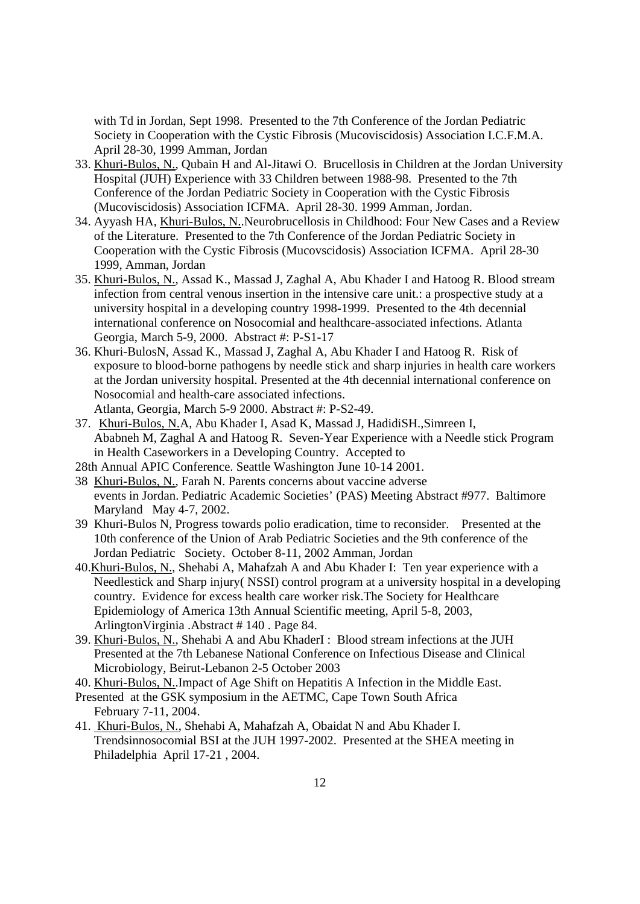with Td in Jordan, Sept 1998. Presented to the 7th Conference of the Jordan Pediatric Society in Cooperation with the Cystic Fibrosis (Mucoviscidosis) Association I.C.F.M.A. April 28-30, 1999 Amman, Jordan

33. Khuri-Bulos, N., Qubain H and Al-Jitawi O. Brucellosis in Children at the Jordan University Hospital (JUH) Experience with 33 Children between 1988-98. Presented to the 7th Conference of the Jordan Pediatric Society in Cooperation with the Cystic Fibrosis (Mucoviscidosis) Association ICFMA. April 28-30. 1999 Amman, Jordan.
34. Ayyash HA, Khuri-Bulos, N..Neurobrucellosis in Childhood: Four New Cases and a Review of the Literature. Presented to the 7th Conference of the Jordan Pediatric Society in Cooperation with the Cystic Fibrosis (Mucovscidosis) Association ICFMA. April 28-30 1999, Amman, Jordan
35. Khuri-Bulos, N., Assad K., Massad J, Zaghal A, Abu Khader I and Hatoog R. Blood stream infection from central venous insertion in the intensive care unit.: a prospective study at a university hospital in a developing country 1998-1999. Presented to the 4th decennial international conference on Nosocomial and healthcare-associated infections. Atlanta Georgia, March 5-9, 2000. Abstract #: P-S1-17
36. Khuri-BulosN, Assad K., Massad J, Zaghal A, Abu Khader I and Hatoog R. Risk of exposure to blood-borne pathogens by needle stick and sharp injuries in health care workers at the Jordan university hospital. Presented at the 4th decennial international conference on Nosocomial and health-care associated infections.
   Atlanta, Georgia, March 5-9 2000. Abstract #: P-S2-49.
37. Khuri-Bulos, N.A, Abu Khader I, Asad K, Massad J, HadidiSH.,Simreen I, Ababneh M, Zaghal A and Hatoog R. Seven-Year Experience with a Needle stick Program in Health Caseworkers in a Developing Country. Accepted to
28th Annual APIC Conference. Seattle Washington June 10-14 2001.
38 Khuri-Bulos, N., Farah N. Parents concerns about vaccine adverse events in Jordan. Pediatric Academic Societies' (PAS) Meeting Abstract #977. Baltimore Maryland May 4-7, 2002.
39 Khuri-Bulos N, Progress towards polio eradication, time to reconsider. Presented at the 10th conference of the Union of Arab Pediatric Societies and the 9th conference of the Jordan Pediatric Society. October 8-11, 2002 Amman, Jordan
40.Khuri-Bulos, N., Shehabi A, Mahafzah A and Abu Khader I: Ten year experience with a Needlestick and Sharp injury( NSSI) control program at a university hospital in a developing country. Evidence for excess health care worker risk.The Society for Healthcare Epidemiology of America 13th Annual Scientific meeting, April 5-8, 2003, ArlingtonVirginia .Abstract # 140 . Page 84.
39. Khuri-Bulos, N., Shehabi A and Abu KhaderI : Blood stream infections at the JUH Presented at the 7th Lebanese National Conference on Infectious Disease and Clinical Microbiology, Beirut-Lebanon 2-5 October 2003
40. Khuri-Bulos, N..Impact of Age Shift on Hepatitis A Infection in the Middle East.
Presented at the GSK symposium in the AETMC, Cape Town South Africa February 7-11, 2004.
41. Khuri-Bulos, N., Shehabi A, Mahafzah A, Obaidat N and Abu Khader I. Trendsinnosocomial BSI at the JUH 1997-2002. Presented at the SHEA meeting in Philadelphia April 17-21 , 2004.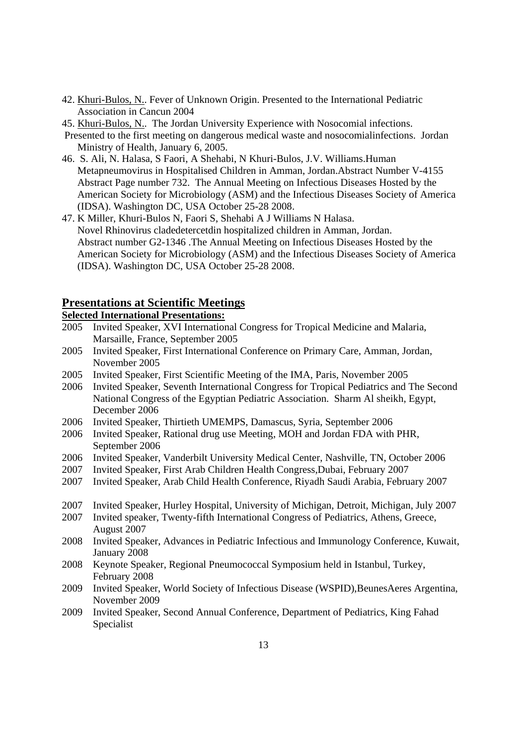42. <u>Khuri-Bulos, N.</u>. Fever of Unknown Origin. Presented to the International Pediatric Association in Cancun 2004

45. <u>Khuri-Bulos, N.</u>. The Jordan University Experience with Nosocomial infections. Presented to the first meeting on dangerous medical waste and nosocomialinfections. Jordan Ministry of Health, January 6, 2005.

46. S. Ali, N. Halasa, S Faori, A Shehabi, N Khuri-Bulos, J.V. Williams.Human Metapneumovirus in Hospitalised Children in Amman, Jordan.Abstract Number V-4155 Abstract Page number 732. The Annual Meeting on Infectious Diseases Hosted by the American Society for Microbiology (ASM) and the Infectious Diseases Society of America (IDSA). Washington DC, USA October 25-28 2008.

47. K Miller, Khuri-Bulos N, Faori S, Shehabi A J Williams N Halasa. Novel Rhinovirus cladedetercetdin hospitalized children in Amman, Jordan. Abstract number G2-1346 .The Annual Meeting on Infectious Diseases Hosted by the American Society for Microbiology (ASM) and the Infectious Diseases Society of America (IDSA). Washington DC, USA October 25-28 2008.

## Presentations at Scientific Meetings

**Selected International Presentations:**

2005 Invited Speaker, XVI International Congress for Tropical Medicine and Malaria, Marsaille, France, September 2005

2005 Invited Speaker, First International Conference on Primary Care, Amman, Jordan, November 2005

2005 Invited Speaker, First Scientific Meeting of the IMA, Paris, November 2005

2006 Invited Speaker, Seventh International Congress for Tropical Pediatrics and The Second National Congress of the Egyptian Pediatric Association. Sharm Al sheikh, Egypt, December 2006

2006 Invited Speaker, Thirtieth UMEMPS, Damascus, Syria, September 2006

2006 Invited Speaker, Rational drug use Meeting, MOH and Jordan FDA with PHR, September 2006

2006 Invited Speaker, Vanderbilt University Medical Center, Nashville, TN, October 2006

2007 Invited Speaker, First Arab Children Health Congress,Dubai, February 2007

2007 Invited Speaker, Arab Child Health Conference, Riyadh Saudi Arabia, February 2007

2007 Invited Speaker, Hurley Hospital, University of Michigan, Detroit, Michigan, July 2007

2007 Invited speaker, Twenty-fifth International Congress of Pediatrics, Athens, Greece, August 2007

2008 Invited Speaker, Advances in Pediatric Infectious and Immunology Conference, Kuwait, January 2008

2008 Keynote Speaker, Regional Pneumococcal Symposium held in Istanbul, Turkey, February 2008

2009 Invited Speaker, World Society of Infectious Disease (WSPID),BeunesAeres Argentina, November 2009

2009 Invited Speaker, Second Annual Conference, Department of Pediatrics, King Fahad Specialist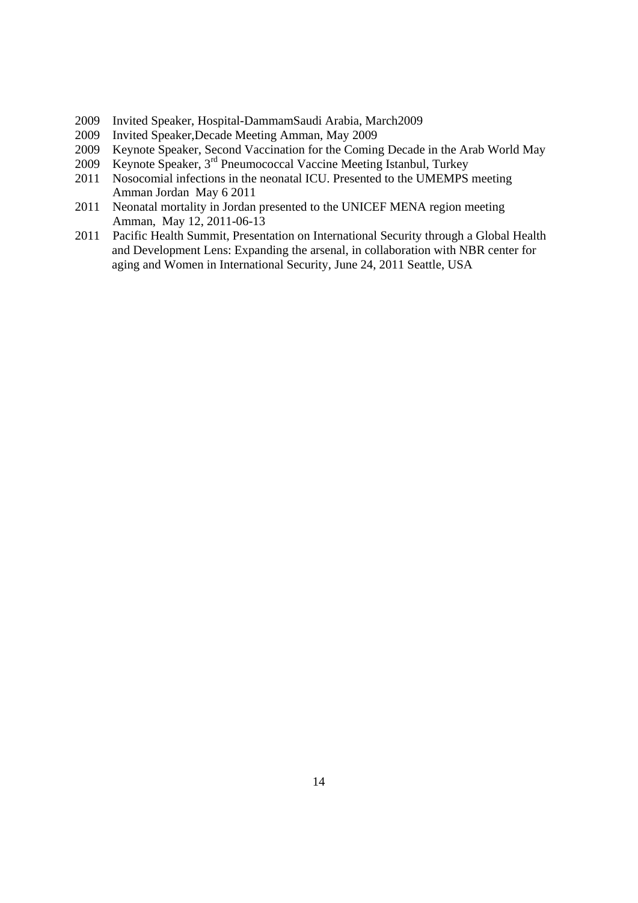2009 Invited Speaker, Hospital-DammamSaudi Arabia, March2009
2009 Invited Speaker,Decade Meeting Amman, May 2009
2009 Keynote Speaker, Second Vaccination for the Coming Decade in the Arab World May
2009 Keynote Speaker, 3rd Pneumococcal Vaccine Meeting Istanbul, Turkey
2011 Nosocomial infections in the neonatal ICU. Presented to the UMEMPS meeting Amman Jordan May 6 2011
2011 Neonatal mortality in Jordan presented to the UNICEF MENA region meeting Amman, May 12, 2011-06-13
2011 Pacific Health Summit, Presentation on International Security through a Global Health and Development Lens: Expanding the arsenal, in collaboration with NBR center for aging and Women in International Security, June 24, 2011 Seattle, USA